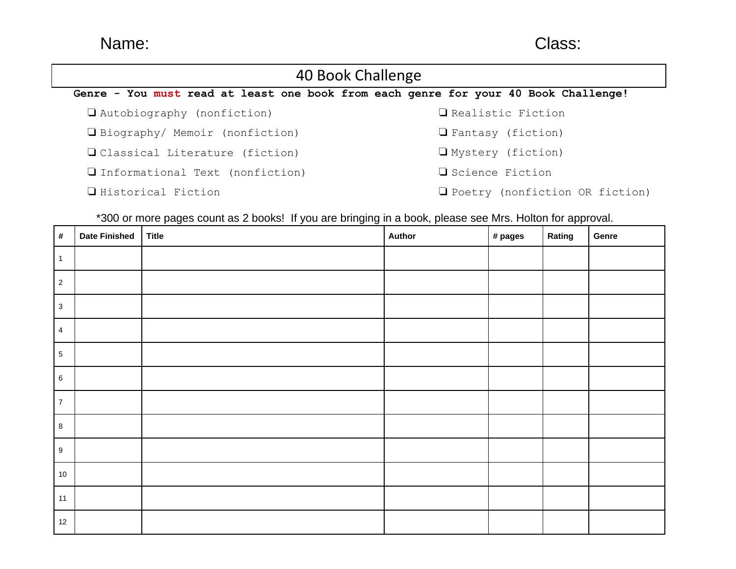Name: Class:

# 40 Book Challenge

**Genre - You must read at least one book from each genre for your 40 Book Challenge!**

- ❑ Autobiography (nonfiction)
- ❑ Biography/ Memoir (nonfiction)
- ❑ Classical Literature (fiction)
- ❑ Informational Text (nonfiction)
- ❑ Historical Fiction
- ❑ Realistic Fiction
- ❑ Fantasy (fiction)
- ❑ Mystery (fiction)
- ❑ Science Fiction
- ❑ Poetry (nonfiction OR fiction)

*300 or more pages count as 2 books! If you are bringing in a book, please see Mrs. Holton for approval.

| # | Date Finished | Title | Author | # pages | Rating | Genre |
|---|---|---|---|---|---|---|
| 1 | | | | | | |
| 2 | | | | | | |
| 3 | | | | | | |
| 4 | | | | | | |
| 5 | | | | | | |
| 6 | | | | | | |
| 7 | | | | | | |
| 8 | | | | | | |
| 9 | | | | | | |
| 10 | | | | | | |
| 11 | | | | | | |
| 12 | | | | | | |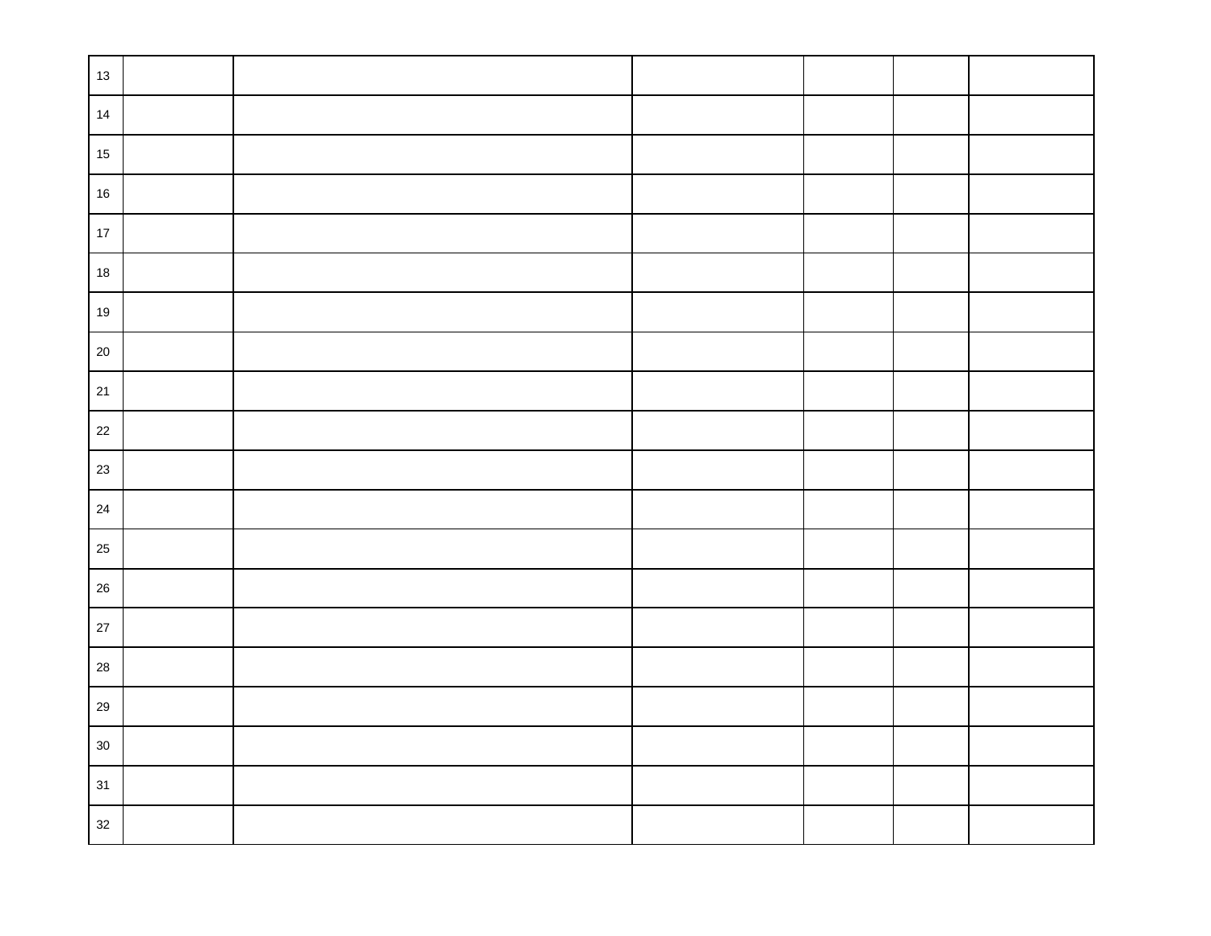|  |  |  |  |  |  |  |
|---|---|---|---|---|---|---|
| 13 |  |  |  |  |  |  |
| 14 |  |  |  |  |  |  |
| 15 |  |  |  |  |  |  |
| 16 |  |  |  |  |  |  |
| 17 |  |  |  |  |  |  |
| 18 |  |  |  |  |  |  |
| 19 |  |  |  |  |  |  |
| 20 |  |  |  |  |  |  |
| 21 |  |  |  |  |  |  |
| 22 |  |  |  |  |  |  |
| 23 |  |  |  |  |  |  |
| 24 |  |  |  |  |  |  |
| 25 |  |  |  |  |  |  |
| 26 |  |  |  |  |  |  |
| 27 |  |  |  |  |  |  |
| 28 |  |  |  |  |  |  |
| 29 |  |  |  |  |  |  |
| 30 |  |  |  |  |  |  |
| 31 |  |  |  |  |  |  |
| 32 |  |  |  |  |  |  |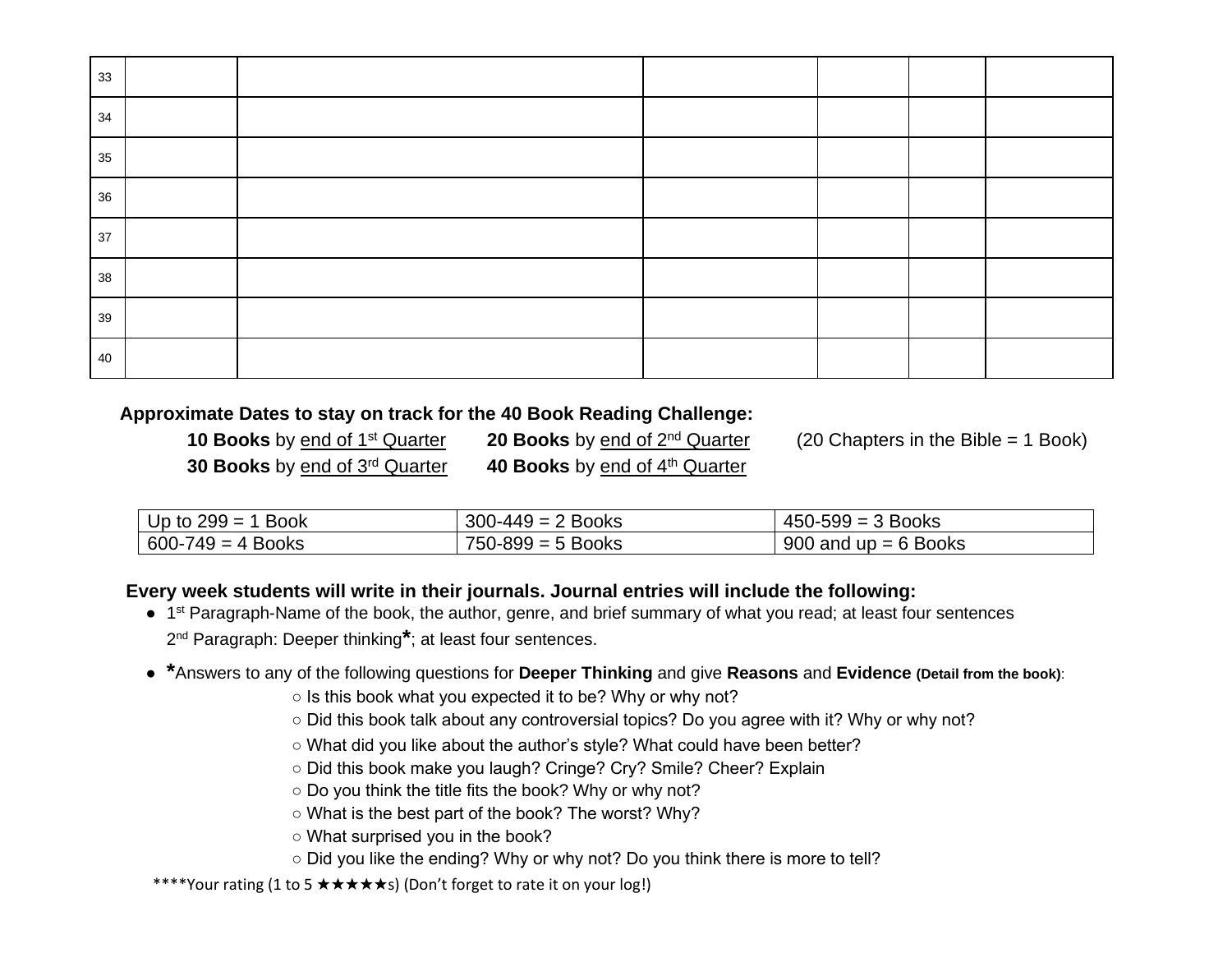| | | | | | | |
|---|---|---|---|---|---|---|
| 33 | | | | | | |
| 34 | | | | | | |
| 35 | | | | | | |
| 36 | | | | | | |
| 37 | | | | | | |
| 38 | | | | | | |
| 39 | | | | | | |
| 40 | | | | | | |

**Approximate Dates to stay on track for the 40 Book Reading Challenge:**

**10 Books** by <u>end of 1st Quarter</u> **20 Books** by <u>end of 2nd Quarter</u> (20 Chapters in the Bible = 1 Book)

**30 Books** by <u>end of 3rd Quarter</u> **40 Books** by <u>end of 4th Quarter</u>

| | | |
|---|---|---|
| Up to 299 = 1 Book | 300-449 = 2 Books | 450-599 = 3 Books |
| 600-749 = 4 Books | 750-899 = 5 Books | 900 and up = 6 Books |

**Every week students will write in their journals. Journal entries will include the following:**

- 1st Paragraph-Name of the book, the author, genre, and brief summary of what you read; at least four sentences
  2nd Paragraph: Deeper thinking**\***; at least four sentences.
- **\***Answers to any of the following questions for **Deeper Thinking** and give **Reasons** and **Evidence (Detail from the book)**:
  - Is this book what you expected it to be? Why or why not?
  - Did this book talk about any controversial topics? Do you agree with it? Why or why not?
  - What did you like about the author's style? What could have been better?
  - Did this book make you laugh? Cringe? Cry? Smile? Cheer? Explain
  - Do you think the title fits the book? Why or why not?
  - What is the best part of the book? The worst? Why?
  - What surprised you in the book?
  - Did you like the ending? Why or why not? Do you think there is more to tell?

****Your rating (1 to 5 ★★★★★s) (Don't forget to rate it on your log!)